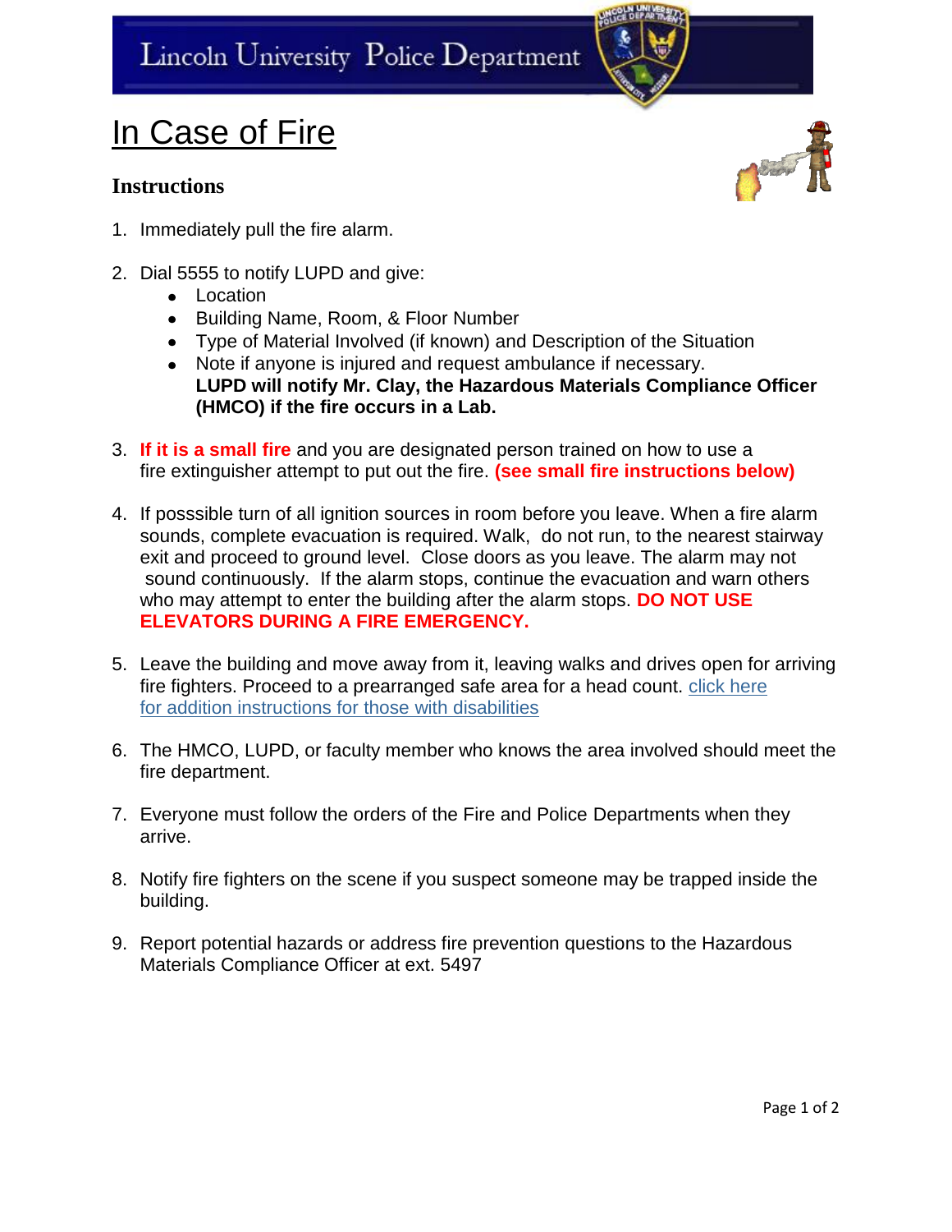Lincoln University Police Department

# In Case of Fire

### Instructions

1. Immediately pull the fire alarm.

2. Dial 5555 to notify LUPD and give:
   - Location
   - Building Name, Room, & Floor Number
   - Type of Material Involved (if known) and Description of the Situation
   - Note if anyone is injured and request ambulance if necessary.
   
   **LUPD will notify Mr. Clay, the Hazardous Materials Compliance Officer (HMCO) if the fire occurs in a Lab.**

3. **If it is a small fire** and you are designated person trained on how to use a fire extinguisher attempt to put out the fire. **(see small fire instructions below)**

4. If posssible turn of all ignition sources in room before you leave. When a fire alarm sounds, complete evacuation is required. Walk, do not run, to the nearest stairway exit and proceed to ground level. Close doors as you leave. The alarm may not sound continuously. If the alarm stops, continue the evacuation and warn others who may attempt to enter the building after the alarm stops. **DO NOT USE ELEVATORS DURING A FIRE EMERGENCY.**

5. Leave the building and move away from it, leaving walks and drives open for arriving fire fighters. Proceed to a prearranged safe area for a head count. click here for addition instructions for those with disabilities

6. The HMCO, LUPD, or faculty member who knows the area involved should meet the fire department.

7. Everyone must follow the orders of the Fire and Police Departments when they arrive.

8. Notify fire fighters on the scene if you suspect someone may be trapped inside the building.

9. Report potential hazards or address fire prevention questions to the Hazardous Materials Compliance Officer at ext. 5497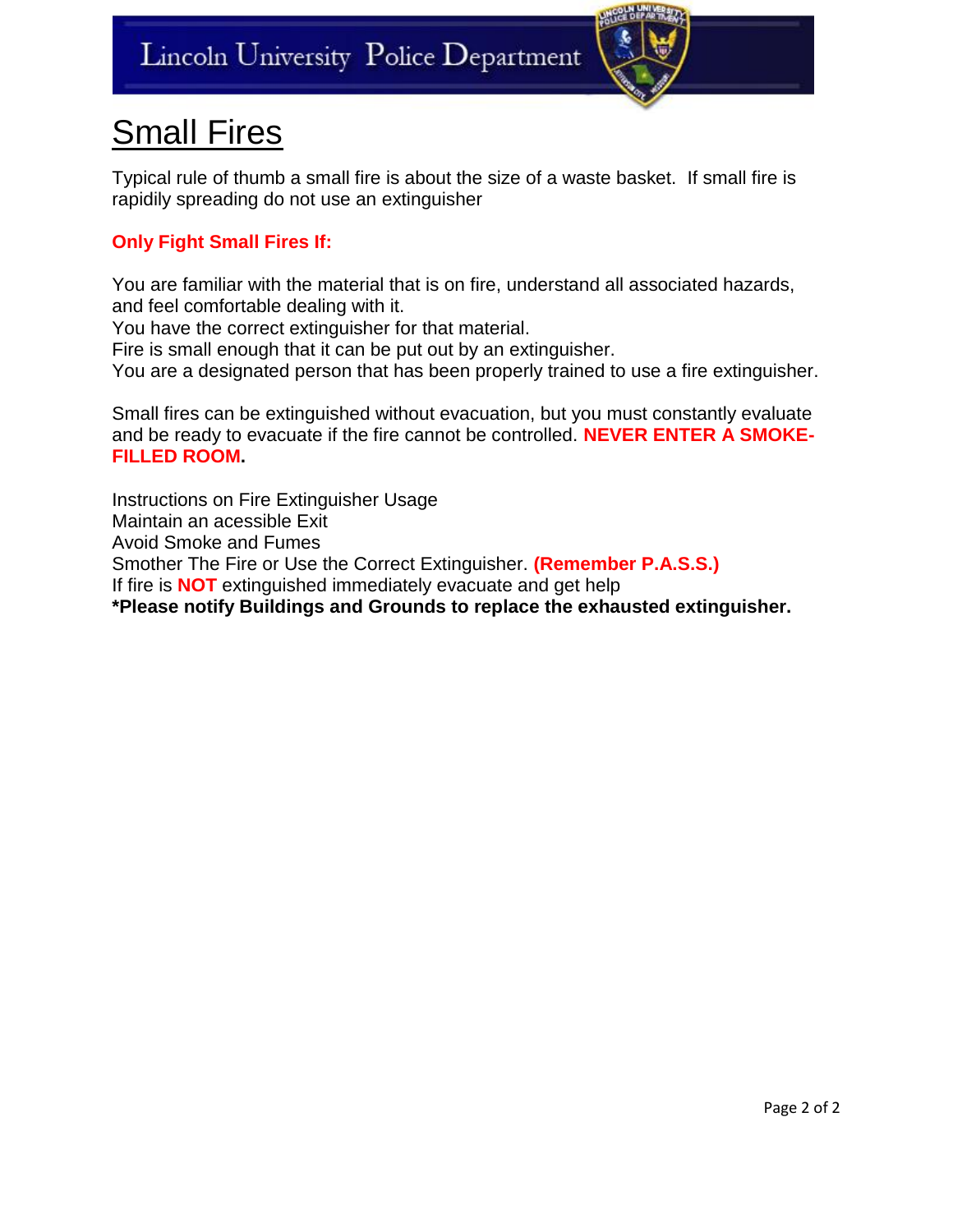# Small Fires

Typical rule of thumb a small fire is about the size of a waste basket. If small fire is rapidily spreading do not use an extinguisher

**Only Fight Small Fires If:**

You are familiar with the material that is on fire, understand all associated hazards, and feel comfortable dealing with it.
You have the correct extinguisher for that material.
Fire is small enough that it can be put out by an extinguisher.
You are a designated person that has been properly trained to use a fire extinguisher.

Small fires can be extinguished without evacuation, but you must constantly evaluate and be ready to evacuate if the fire cannot be controlled. **NEVER ENTER A SMOKE-FILLED ROOM.**

Instructions on Fire Extinguisher Usage
Maintain an acessible Exit
Avoid Smoke and Fumes
Smother The Fire or Use the Correct Extinguisher. **(Remember P.A.S.S.)**
If fire is **NOT** extinguished immediately evacuate and get help
**\*Please notify Buildings and Grounds to replace the exhausted extinguisher.**